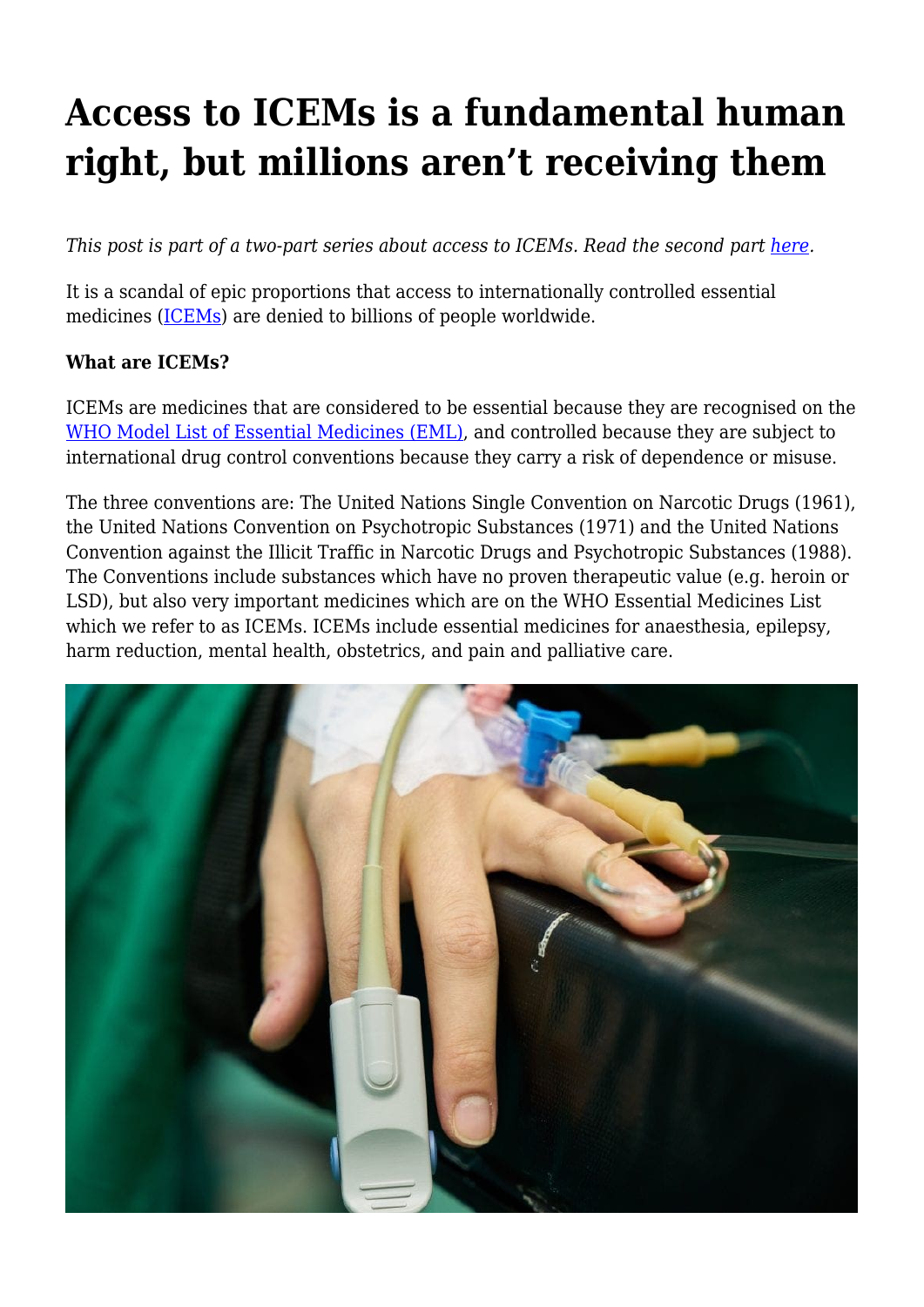# Access to ICEMs is a fundamental human right, but millions aren't receiving them

*This post is part of a two-part series about access to ICEMs. Read the second part [here](#).*

It is a scandal of epic proportions that access to internationally controlled essential medicines ([ICEMs](#)) are denied to billions of people worldwide.

**What are ICEMs?**

ICEMs are medicines that are considered to be essential because they are recognised on the [WHO Model List of Essential Medicines (EML)](#), and controlled because they are subject to international drug control conventions because they carry a risk of dependence or misuse.

The three conventions are: The United Nations Single Convention on Narcotic Drugs (1961), the United Nations Convention on Psychotropic Substances (1971) and the United Nations Convention against the Illicit Traffic in Narcotic Drugs and Psychotropic Substances (1988). The Conventions include substances which have no proven therapeutic value (e.g. heroin or LSD), but also very important medicines which are on the WHO Essential Medicines List which we refer to as ICEMs. ICEMs include essential medicines for anaesthesia, epilepsy, harm reduction, mental health, obstetrics, and pain and palliative care.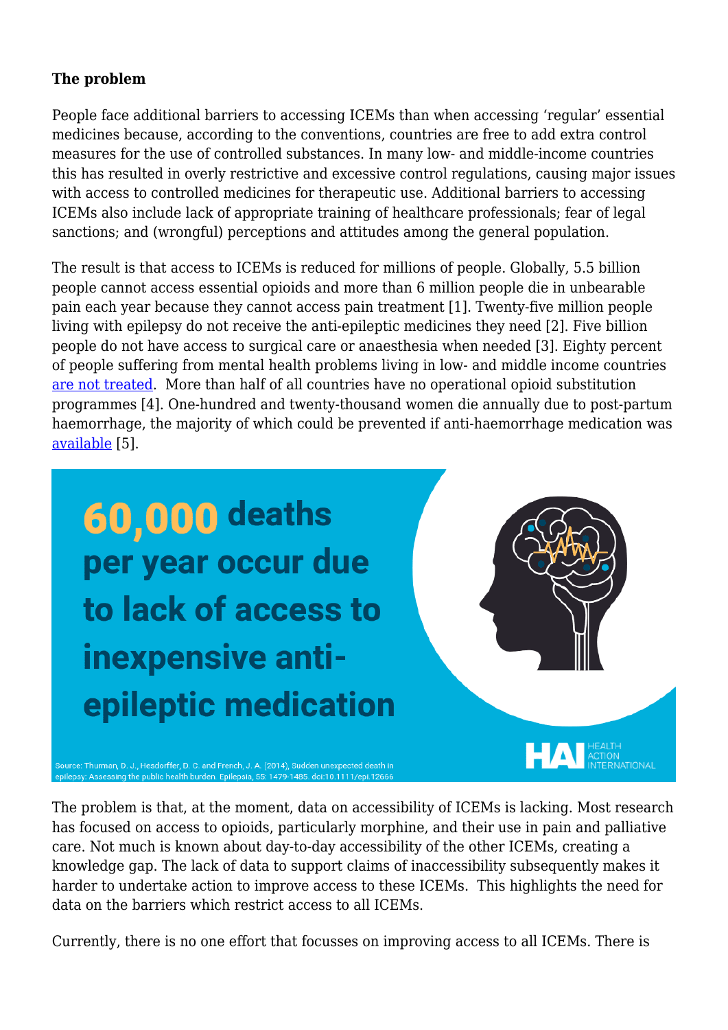**The problem**

People face additional barriers to accessing ICEMs than when accessing 'regular' essential medicines because, according to the conventions, countries are free to add extra control measures for the use of controlled substances. In many low- and middle-income countries this has resulted in overly restrictive and excessive control regulations, causing major issues with access to controlled medicines for therapeutic use. Additional barriers to accessing ICEMs also include lack of appropriate training of healthcare professionals; fear of legal sanctions; and (wrongful) perceptions and attitudes among the general population.

The result is that access to ICEMs is reduced for millions of people. Globally, 5.5 billion people cannot access essential opioids and more than 6 million people die in unbearable pain each year because they cannot access pain treatment [1]. Twenty-five million people living with epilepsy do not receive the anti-epileptic medicines they need [2]. Five billion people do not have access to surgical care or anaesthesia when needed [3]. Eighty percent of people suffering from mental health problems living in low- and middle income countries are not treated. More than half of all countries have no operational opioid substitution programmes [4]. One-hundred and twenty-thousand women die annually due to post-partum haemorrhage, the majority of which could be prevented if anti-haemorrhage medication was available [5].

**60,000 deaths per year occur due to lack of access to inexpensive anti-epileptic medication**

Source: Thurman, D. J., Hesdorffer, D. C. and French, J. A. (2014), Sudden unexpected death in epilepsy: Assessing the public health burden. Epilepsia, 55: 1479-1485. doi:10.1111/epi.12666

HAI HEALTH ACTION INTERNATIONAL

The problem is that, at the moment, data on accessibility of ICEMs is lacking. Most research has focused on access to opioids, particularly morphine, and their use in pain and palliative care. Not much is known about day-to-day accessibility of the other ICEMs, creating a knowledge gap. The lack of data to support claims of inaccessibility subsequently makes it harder to undertake action to improve access to these ICEMs. This highlights the need for data on the barriers which restrict access to all ICEMs.

Currently, there is no one effort that focusses on improving access to all ICEMs. There is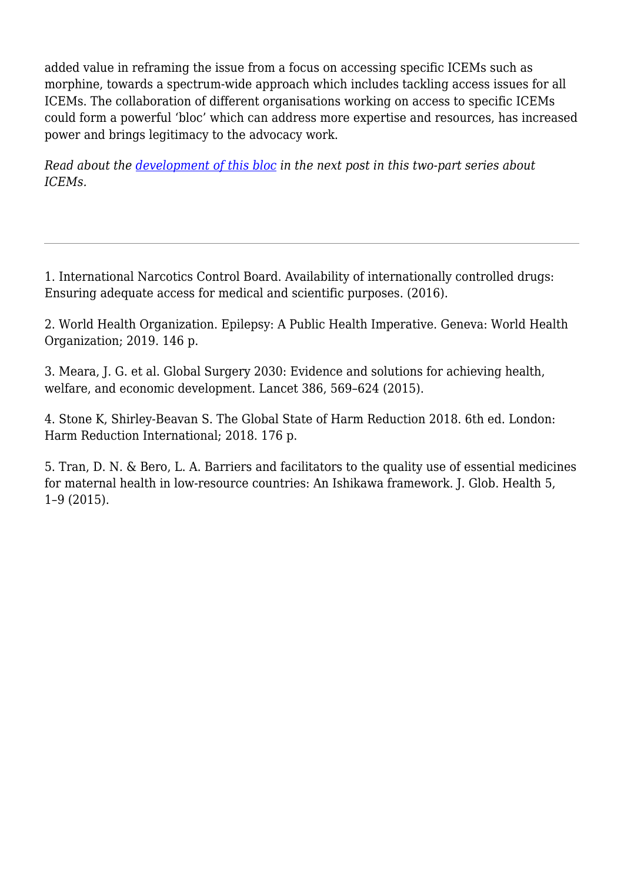added value in reframing the issue from a focus on accessing specific ICEMs such as morphine, towards a spectrum-wide approach which includes tackling access issues for all ICEMs. The collaboration of different organisations working on access to specific ICEMs could form a powerful 'bloc' which can address more expertise and resources, has increased power and brings legitimacy to the advocacy work.

*Read about the development of this bloc in the next post in this two-part series about ICEMs.*

---

1. International Narcotics Control Board. Availability of internationally controlled drugs: Ensuring adequate access for medical and scientific purposes. (2016).

2. World Health Organization. Epilepsy: A Public Health Imperative. Geneva: World Health Organization; 2019. 146 p.

3. Meara, J. G. et al. Global Surgery 2030: Evidence and solutions for achieving health, welfare, and economic development. Lancet 386, 569–624 (2015).

4. Stone K, Shirley-Beavan S. The Global State of Harm Reduction 2018. 6th ed. London: Harm Reduction International; 2018. 176 p.

5. Tran, D. N. & Bero, L. A. Barriers and facilitators to the quality use of essential medicines for maternal health in low-resource countries: An Ishikawa framework. J. Glob. Health 5, 1–9 (2015).